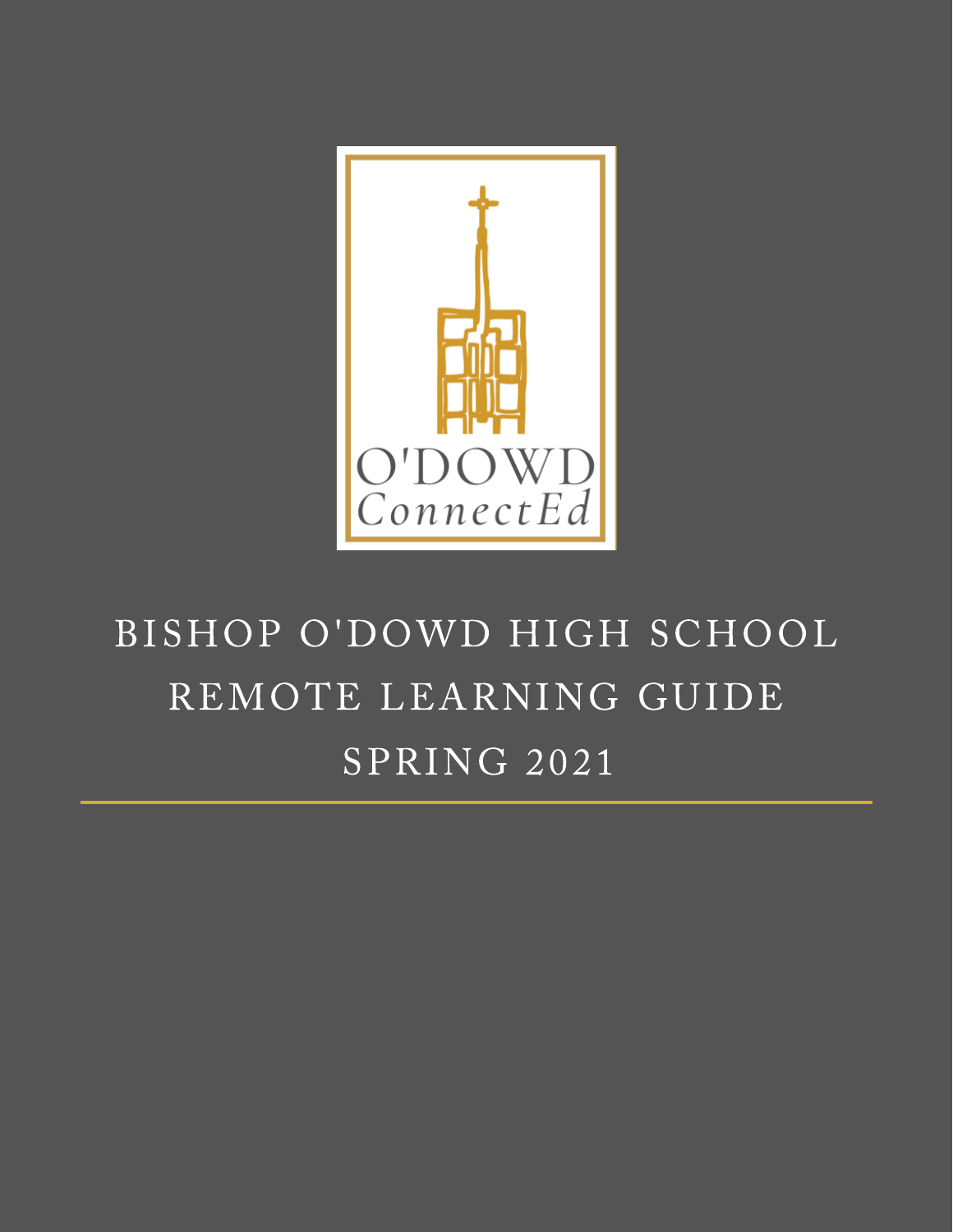O'DOWD
*ConnectEd*

# BISHOP O'DOWD HIGH SCHOOL REMOTE LEARNING GUIDE SPRING 2021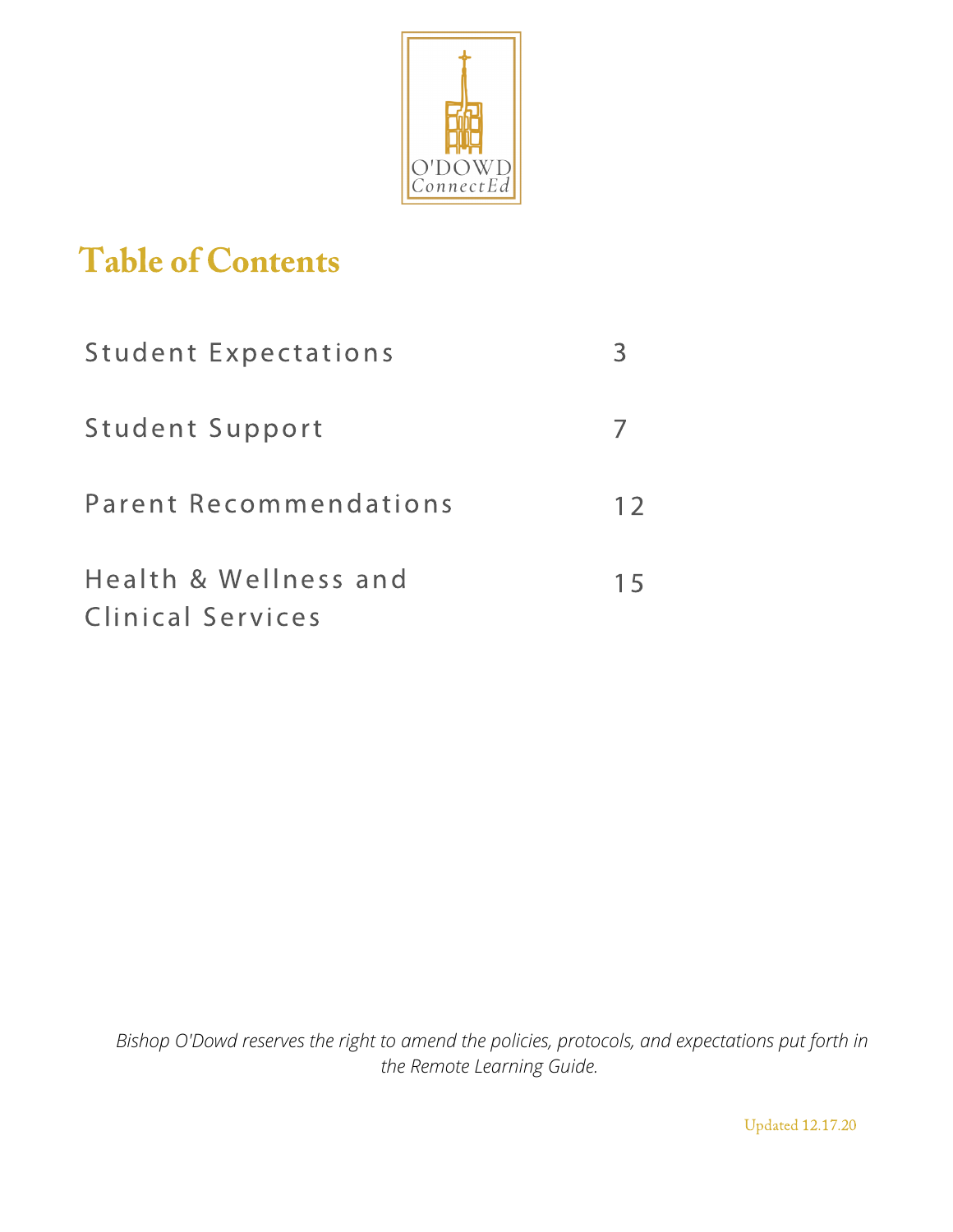O'DOWD
ConnectEd

# Table of Contents

| | |
|---|---|
| Student Expectations | 3 |
| Student Support | 7 |
| Parent Recommendations | 12 |
| Health & Wellness and Clinical Services | 15 |

*Bishop O'Dowd reserves the right to amend the policies, protocols, and expectations put forth in the Remote Learning Guide.*

Updated 12.17.20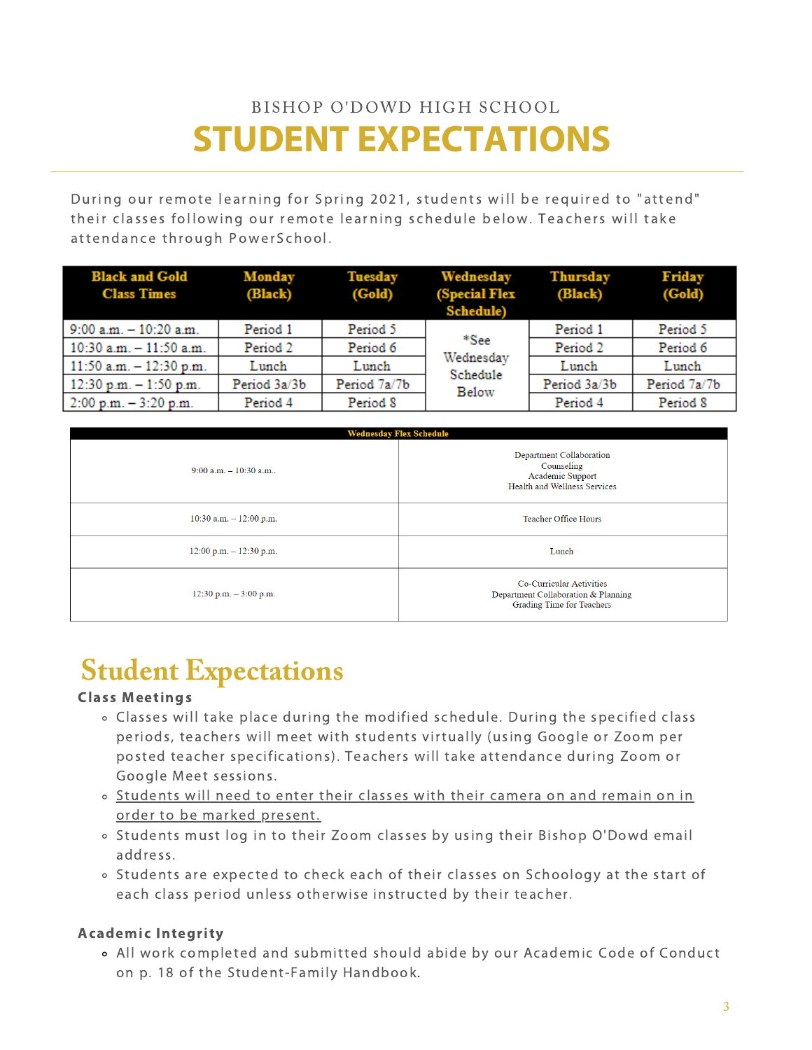BISHOP O'DOWD HIGH SCHOOL

# STUDENT EXPECTATIONS

During our remote learning for Spring 2021, students will be required to "attend" their classes following our remote learning schedule below. Teachers will take attendance through PowerSchool.

| Black and Gold Class Times | Monday (Black) | Tuesday (Gold) | Wednesday (Special Flex Schedule) | Thursday (Black) | Friday (Gold) |
|---|---|---|---|---|---|
| 9:00 a.m. – 10:20 a.m. | Period 1 | Period 5 | *See Wednesday Schedule Below | Period 1 | Period 5 |
| 10:30 a.m. – 11:50 a.m. | Period 2 | Period 6 | | Period 2 | Period 6 |
| 11:50 a.m. – 12:30 p.m. | Lunch | Lunch | | Lunch | Lunch |
| 12:30 p.m. – 1:50 p.m. | Period 3a/3b | Period 7a/7b | | Period 3a/3b | Period 7a/7b |
| 2:00 p.m. – 3:20 p.m. | Period 4 | Period 8 | | Period 4 | Period 8 |

| Wednesday Flex Schedule | |
|---|---|
| 9:00 a.m. – 10:30 a.m.. | Department Collaboration<br>Counseling<br>Academic Support<br>Health and Wellness Services |
| 10:30 a.m. – 12:00 p.m. | Teacher Office Hours |
| 12:00 p.m. – 12:30 p.m. | Lunch |
| 12:30 p.m. – 3:00 p.m. | Co-Curricular Activities<br>Department Collaboration & Planning<br>Grading Time for Teachers |

## Student Expectations

### Class Meetings

- Classes will take place during the modified schedule. During the specified class periods, teachers will meet with students virtually (using Google or Zoom per posted teacher specifications). Teachers will take attendance during Zoom or Google Meet sessions.
- <u>Students will need to enter their classes with their camera on and remain on in order to be marked present.</u>
- Students must log in to their Zoom classes by using their Bishop O'Dowd email address.
- Students are expected to check each of their classes on Schoology at the start of each class period unless otherwise instructed by their teacher.

### Academic Integrity

- All work completed and submitted should abide by our Academic Code of Conduct on p. 18 of the Student-Family Handbook.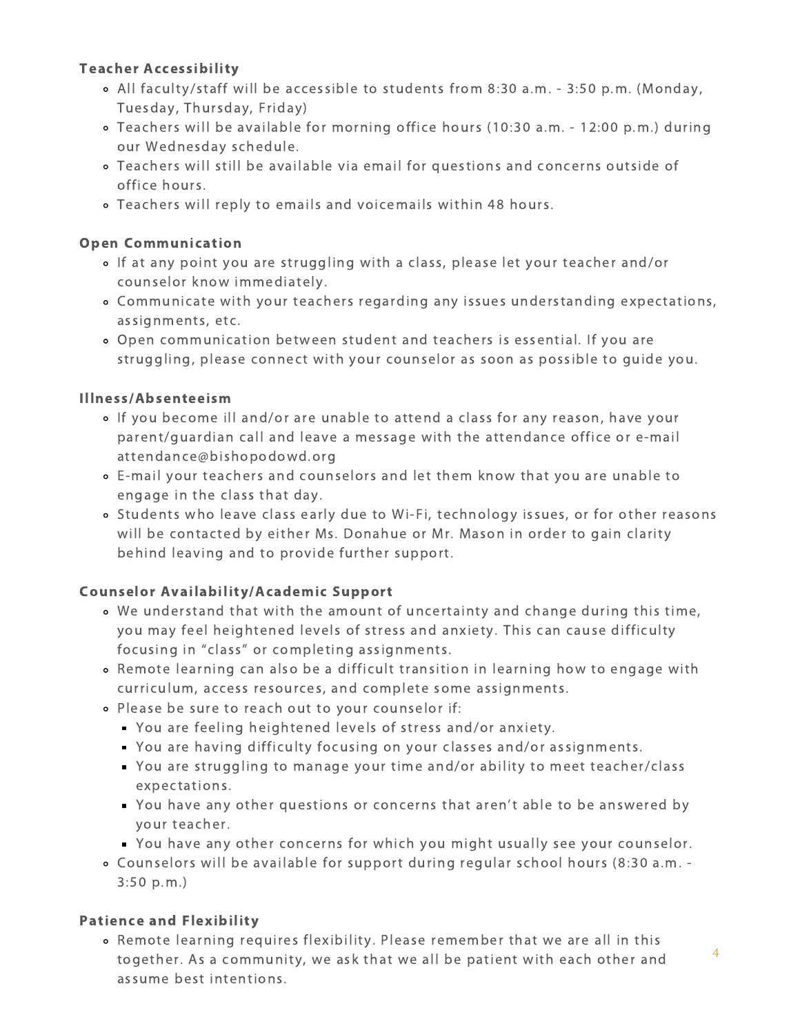### Teacher Accessibility

- All faculty/staff will be accessible to students from 8:30 a.m. - 3:50 p.m. (Monday, Tuesday, Thursday, Friday)
- Teachers will be available for morning office hours (10:30 a.m. - 12:00 p.m.) during our Wednesday schedule.
- Teachers will still be available via email for questions and concerns outside of office hours.
- Teachers will reply to emails and voicemails within 48 hours.

### Open Communication

- If at any point you are struggling with a class, please let your teacher and/or counselor know immediately.
- Communicate with your teachers regarding any issues understanding expectations, assignments, etc.
- Open communication between student and teachers is essential. If you are struggling, please connect with your counselor as soon as possible to guide you.

### Illness/Absenteeism

- If you become ill and/or are unable to attend a class for any reason, have your parent/guardian call and leave a message with the attendance office or e-mail attendance@bishopodowd.org
- E-mail your teachers and counselors and let them know that you are unable to engage in the class that day.
- Students who leave class early due to Wi-Fi, technology issues, or for other reasons will be contacted by either Ms. Donahue or Mr. Mason in order to gain clarity behind leaving and to provide further support.

### Counselor Availability/Academic Support

- We understand that with the amount of uncertainty and change during this time, you may feel heightened levels of stress and anxiety. This can cause difficulty focusing in "class" or completing assignments.
- Remote learning can also be a difficult transition in learning how to engage with curriculum, access resources, and complete some assignments.
- Please be sure to reach out to your counselor if:
  - You are feeling heightened levels of stress and/or anxiety.
  - You are having difficulty focusing on your classes and/or assignments.
  - You are struggling to manage your time and/or ability to meet teacher/class expectations.
  - You have any other questions or concerns that aren't able to be answered by your teacher.
  - You have any other concerns for which you might usually see your counselor.
- Counselors will be available for support during regular school hours (8:30 a.m. - 3:50 p.m.)

### Patience and Flexibility

- Remote learning requires flexibility. Please remember that we are all in this together. As a community, we ask that we all be patient with each other and assume best intentions.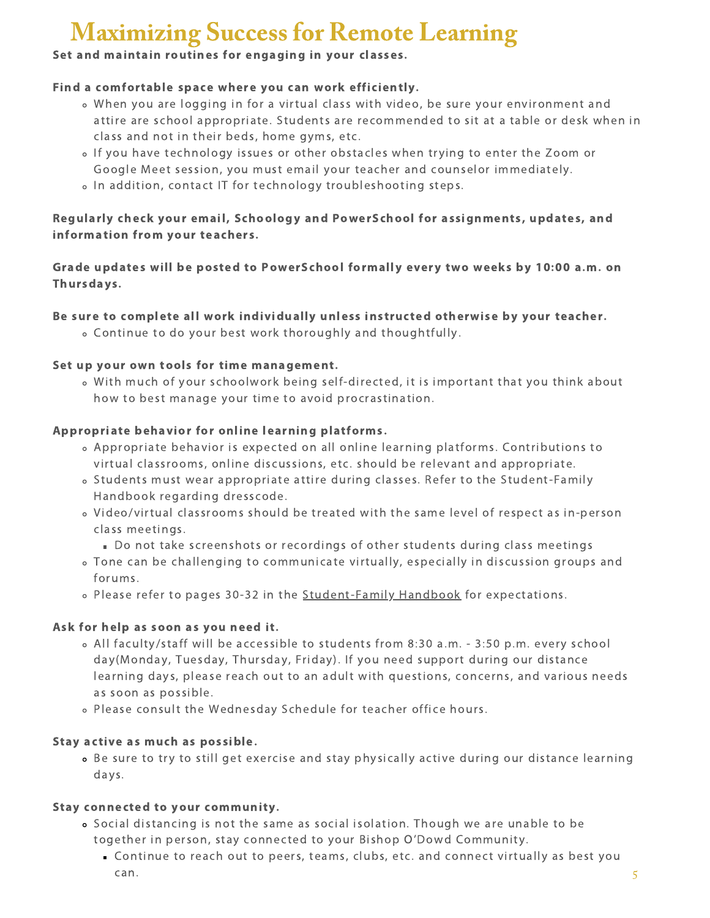# Maximizing Success for Remote Learning

**Set and maintain routines for engaging in your classes.**

**Find a comfortable space where you can work efficiently.**

- When you are logging in for a virtual class with video, be sure your environment and attire are school appropriate. Students are recommended to sit at a table or desk when in class and not in their beds, home gyms, etc.
- If you have technology issues or other obstacles when trying to enter the Zoom or Google Meet session, you must email your teacher and counselor immediately.
- In addition, contact IT for technology troubleshooting steps.

**Regularly check your email, Schoology and PowerSchool for assignments, updates, and information from your teachers.**

**Grade updates will be posted to PowerSchool formally every two weeks by 10:00 a.m. on Thursdays.**

**Be sure to complete all work individually unless instructed otherwise by your teacher.**

- Continue to do your best work thoroughly and thoughtfully.

**Set up your own tools for time management.**

- With much of your schoolwork being self-directed, it is important that you think about how to best manage your time to avoid procrastination.

**Appropriate behavior for online learning platforms.**

- Appropriate behavior is expected on all online learning platforms. Contributions to virtual classrooms, online discussions, etc. should be relevant and appropriate.
- Students must wear appropriate attire during classes. Refer to the Student-Family Handbook regarding dresscode.
- Video/virtual classrooms should be treated with the same level of respect as in-person class meetings.
  - Do not take screenshots or recordings of other students during class meetings
- Tone can be challenging to communicate virtually, especially in discussion groups and forums.
- Please refer to pages 30-32 in the Student-Family Handbook for expectations.

**Ask for help as soon as you need it.**

- All faculty/staff will be accessible to students from 8:30 a.m. - 3:50 p.m. every school day(Monday, Tuesday, Thursday, Friday). If you need support during our distance learning days, please reach out to an adult with questions, concerns, and various needs as soon as possible.
- Please consult the Wednesday Schedule for teacher office hours.

**Stay active as much as possible.**

- Be sure to try to still get exercise and stay physically active during our distance learning days.

**Stay connected to your community.**

- Social distancing is not the same as social isolation. Though we are unable to be together in person, stay connected to your Bishop O'Dowd Community.
  - Continue to reach out to peers, teams, clubs, etc. and connect virtually as best you can.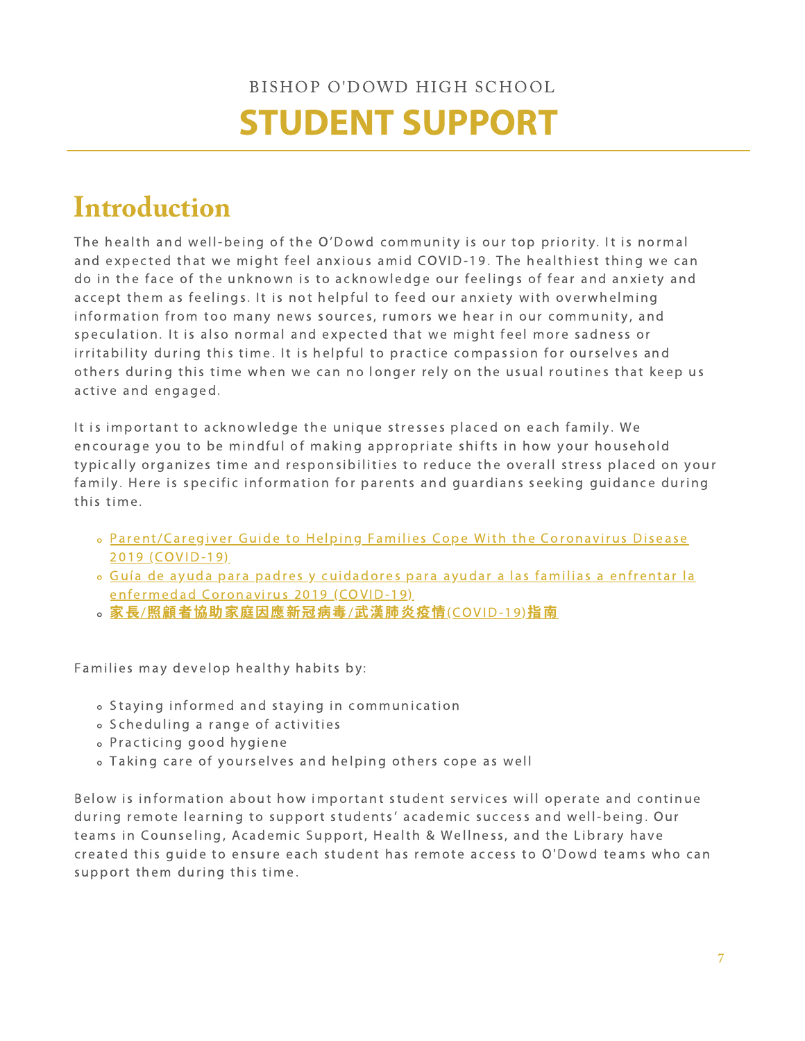BISHOP O'DOWD HIGH SCHOOL

# STUDENT SUPPORT

## Introduction

The health and well-being of the O'Dowd community is our top priority. It is normal and expected that we might feel anxious amid COVID-19. The healthiest thing we can do in the face of the unknown is to acknowledge our feelings of fear and anxiety and accept them as feelings. It is not helpful to feed our anxiety with overwhelming information from too many news sources, rumors we hear in our community, and speculation. It is also normal and expected that we might feel more sadness or irritability during this time. It is helpful to practice compassion for ourselves and others during this time when we can no longer rely on the usual routines that keep us active and engaged.

It is important to acknowledge the unique stresses placed on each family. We encourage you to be mindful of making appropriate shifts in how your household typically organizes time and responsibilities to reduce the overall stress placed on your family. Here is specific information for parents and guardians seeking guidance during this time.

- Parent/Caregiver Guide to Helping Families Cope With the Coronavirus Disease 2019 (COVID-19)
- Guía de ayuda para padres y cuidadores para ayudar a las familias a enfrentar la enfermedad Coronavirus 2019 (COVID-19)
- 家長/照顧者協助家庭因應新冠病毒/武漢肺炎疫情(COVID-19)指南

Families may develop healthy habits by:

- Staying informed and staying in communication
- Scheduling a range of activities
- Practicing good hygiene
- Taking care of yourselves and helping others cope as well

Below is information about how important student services will operate and continue during remote learning to support students' academic success and well-being. Our teams in Counseling, Academic Support, Health & Wellness, and the Library have created this guide to ensure each student has remote access to O'Dowd teams who can support them during this time.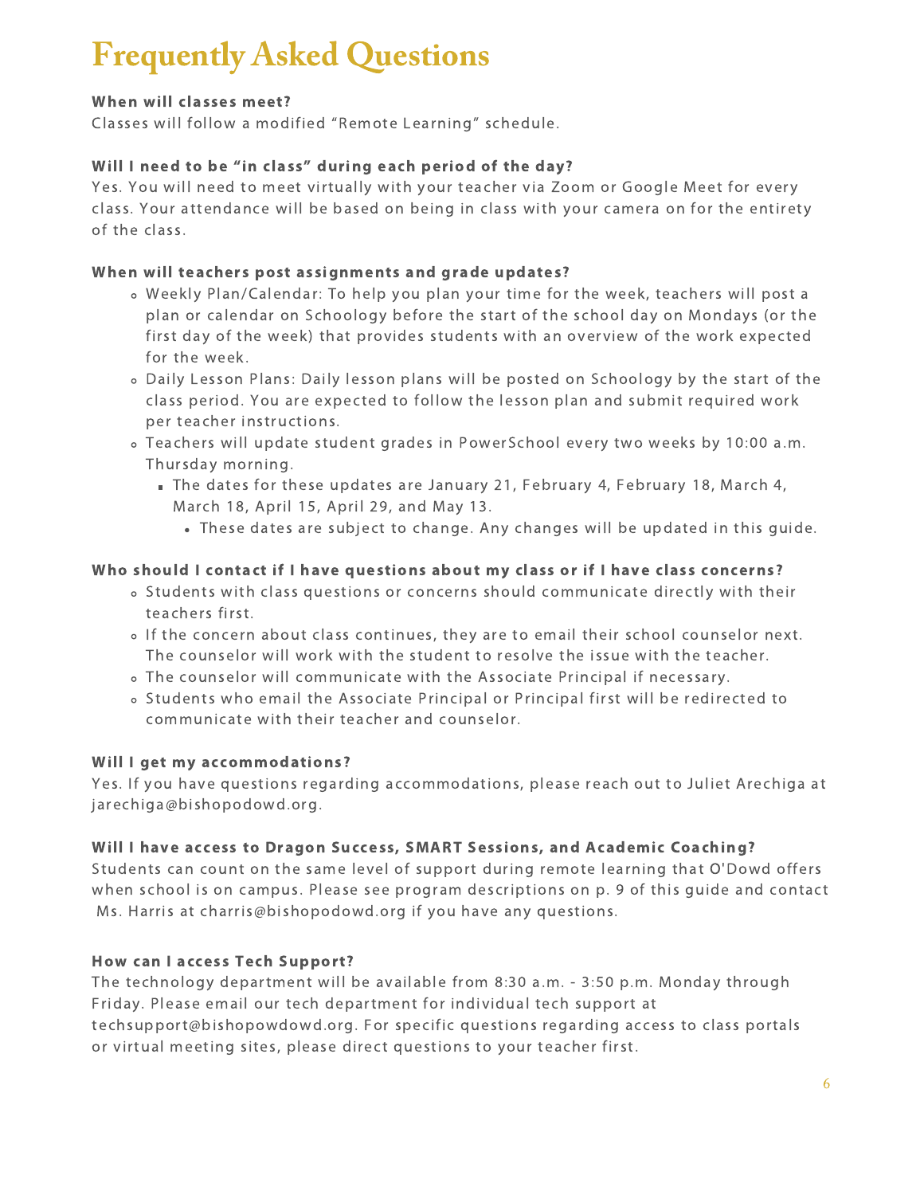# Frequently Asked Questions

**When will classes meet?**

Classes will follow a modified "Remote Learning" schedule.

**Will I need to be "in class" during each period of the day?**

Yes. You will need to meet virtually with your teacher via Zoom or Google Meet for every class. Your attendance will be based on being in class with your camera on for the entirety of the class.

**When will teachers post assignments and grade updates?**

- Weekly Plan/Calendar: To help you plan your time for the week, teachers will post a plan or calendar on Schoology before the start of the school day on Mondays (or the first day of the week) that provides students with an overview of the work expected for the week.
- Daily Lesson Plans: Daily lesson plans will be posted on Schoology by the start of the class period. You are expected to follow the lesson plan and submit required work per teacher instructions.
- Teachers will update student grades in PowerSchool every two weeks by 10:00 a.m. Thursday morning.
    - The dates for these updates are January 21, February 4, February 18, March 4, March 18, April 15, April 29, and May 13.
        - These dates are subject to change. Any changes will be updated in this guide.

**Who should I contact if I have questions about my class or if I have class concerns?**

- Students with class questions or concerns should communicate directly with their teachers first.
- If the concern about class continues, they are to email their school counselor next. The counselor will work with the student to resolve the issue with the teacher.
- The counselor will communicate with the Associate Principal if necessary.
- Students who email the Associate Principal or Principal first will be redirected to communicate with their teacher and counselor.

**Will I get my accommodations?**

Yes. If you have questions regarding accommodations, please reach out to Juliet Arechiga at jarechiga@bishopodowd.org.

**Will I have access to Dragon Success, SMART Sessions, and Academic Coaching?**

Students can count on the same level of support during remote learning that O'Dowd offers when school is on campus. Please see program descriptions on p. 9 of this guide and contact Ms. Harris at charris@bishopodowd.org if you have any questions.

**How can I access Tech Support?**

The technology department will be available from 8:30 a.m. - 3:50 p.m. Monday through Friday. Please email our tech department for individual tech support at techsupport@bishopowdowd.org. For specific questions regarding access to class portals or virtual meeting sites, please direct questions to your teacher first.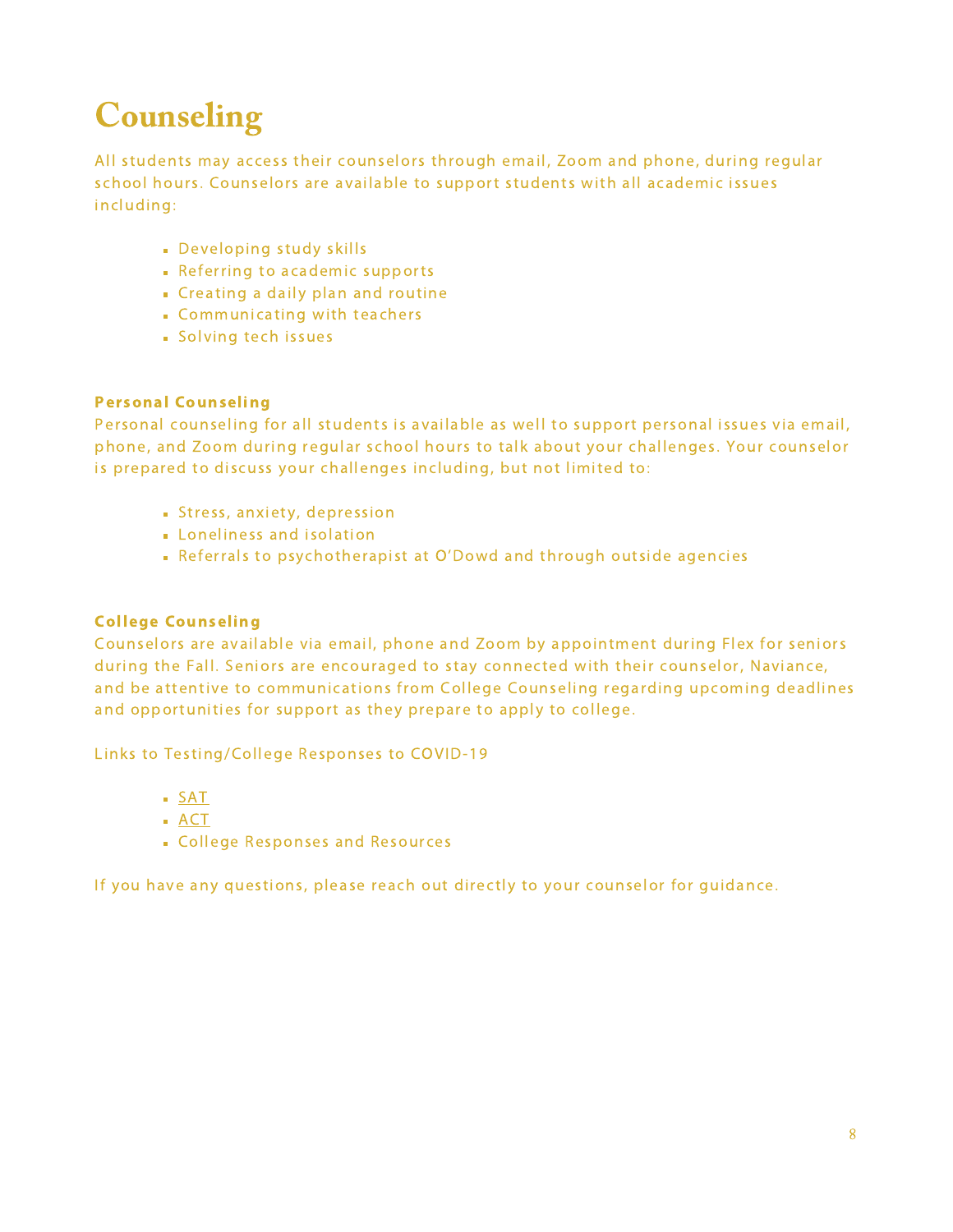# Counseling

All students may access their counselors through email, Zoom and phone, during regular school hours. Counselors are available to support students with all academic issues including:

- Developing study skills
- Referring to academic supports
- Creating a daily plan and routine
- Communicating with teachers
- Solving tech issues

**Personal Counseling**

Personal counseling for all students is available as well to support personal issues via email, phone, and Zoom during regular school hours to talk about your challenges. Your counselor is prepared to discuss your challenges including, but not limited to:

- Stress, anxiety, depression
- Loneliness and isolation
- Referrals to psychotherapist at O'Dowd and through outside agencies

**College Counseling**

Counselors are available via email, phone and Zoom by appointment during Flex for seniors during the Fall. Seniors are encouraged to stay connected with their counselor, Naviance, and be attentive to communications from College Counseling regarding upcoming deadlines and opportunities for support as they prepare to apply to college.

Links to Testing/College Responses to COVID-19

- SAT
- ACT
- College Responses and Resources

If you have any questions, please reach out directly to your counselor for guidance.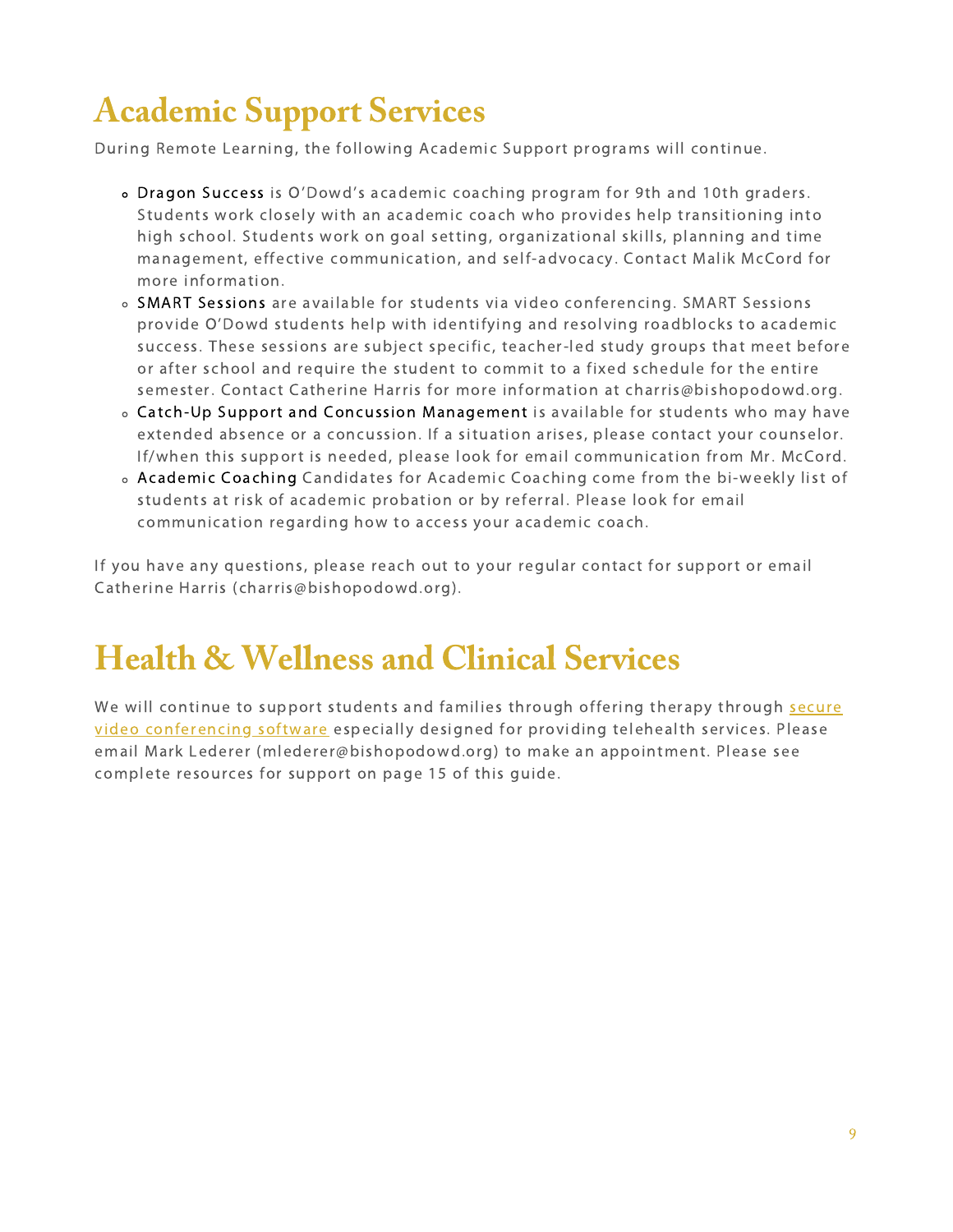# Academic Support Services

During Remote Learning, the following Academic Support programs will continue.

- Dragon Success is O'Dowd's academic coaching program for 9th and 10th graders. Students work closely with an academic coach who provides help transitioning into high school. Students work on goal setting, organizational skills, planning and time management, effective communication, and self-advocacy. Contact Malik McCord for more information.
- SMART Sessions are available for students via video conferencing. SMART Sessions provide O'Dowd students help with identifying and resolving roadblocks to academic success. These sessions are subject specific, teacher-led study groups that meet before or after school and require the student to commit to a fixed schedule for the entire semester. Contact Catherine Harris for more information at charris@bishopodowd.org.
- Catch-Up Support and Concussion Management is available for students who may have extended absence or a concussion. If a situation arises, please contact your counselor. If/when this support is needed, please look for email communication from Mr. McCord.
- Academic Coaching Candidates for Academic Coaching come from the bi-weekly list of students at risk of academic probation or by referral. Please look for email communication regarding how to access your academic coach.

If you have any questions, please reach out to your regular contact for support or email Catherine Harris (charris@bishopodowd.org).

# Health & Wellness and Clinical Services

We will continue to support students and families through offering therapy through secure video conferencing software especially designed for providing telehealth services. Please email Mark Lederer (mlederer@bishopodowd.org) to make an appointment. Please see complete resources for support on page 15 of this guide.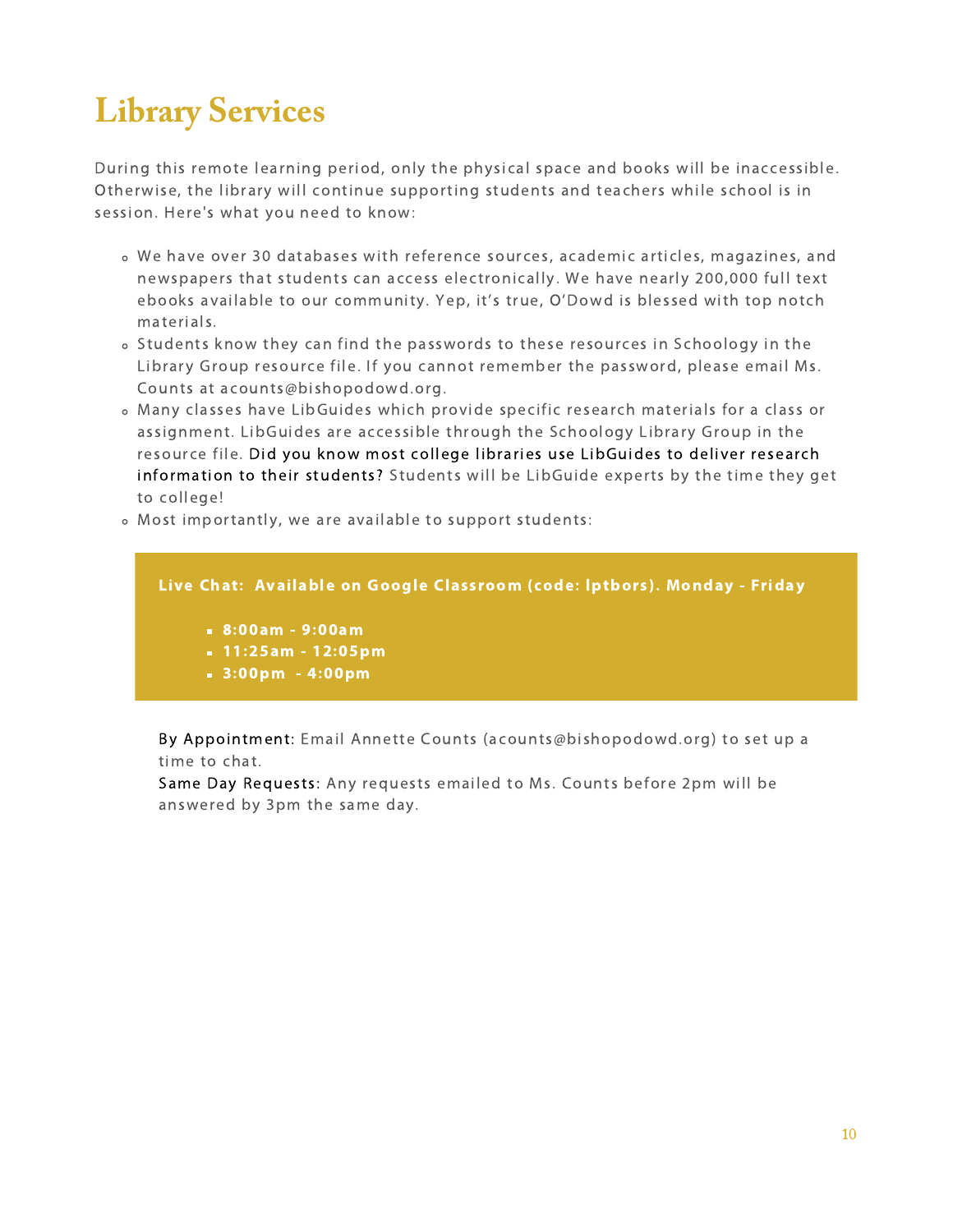# Library Services

During this remote learning period, only the physical space and books will be inaccessible. Otherwise, the library will continue supporting students and teachers while school is in session. Here's what you need to know:

- We have over 30 databases with reference sources, academic articles, magazines, and newspapers that students can access electronically. We have nearly 200,000 full text ebooks available to our community. Yep, it's true, O'Dowd is blessed with top notch materials.
- Students know they can find the passwords to these resources in Schoology in the Library Group resource file. If you cannot remember the password, please email Ms. Counts at acounts@bishopodowd.org.
- Many classes have LibGuides which provide specific research materials for a class or assignment. LibGuides are accessible through the Schoology Library Group in the resource file. Did you know most college libraries use LibGuides to deliver research information to their students? Students will be LibGuide experts by the time they get to college!
- Most importantly, we are available to support students:

**Live Chat: Available on Google Classroom (code: lptbors). Monday - Friday**

- **8:00am - 9:00am**
- **11:25am - 12:05pm**
- **3:00pm - 4:00pm**

By Appointment: Email Annette Counts (acounts@bishopodowd.org) to set up a time to chat.
Same Day Requests: Any requests emailed to Ms. Counts before 2pm will be answered by 3pm the same day.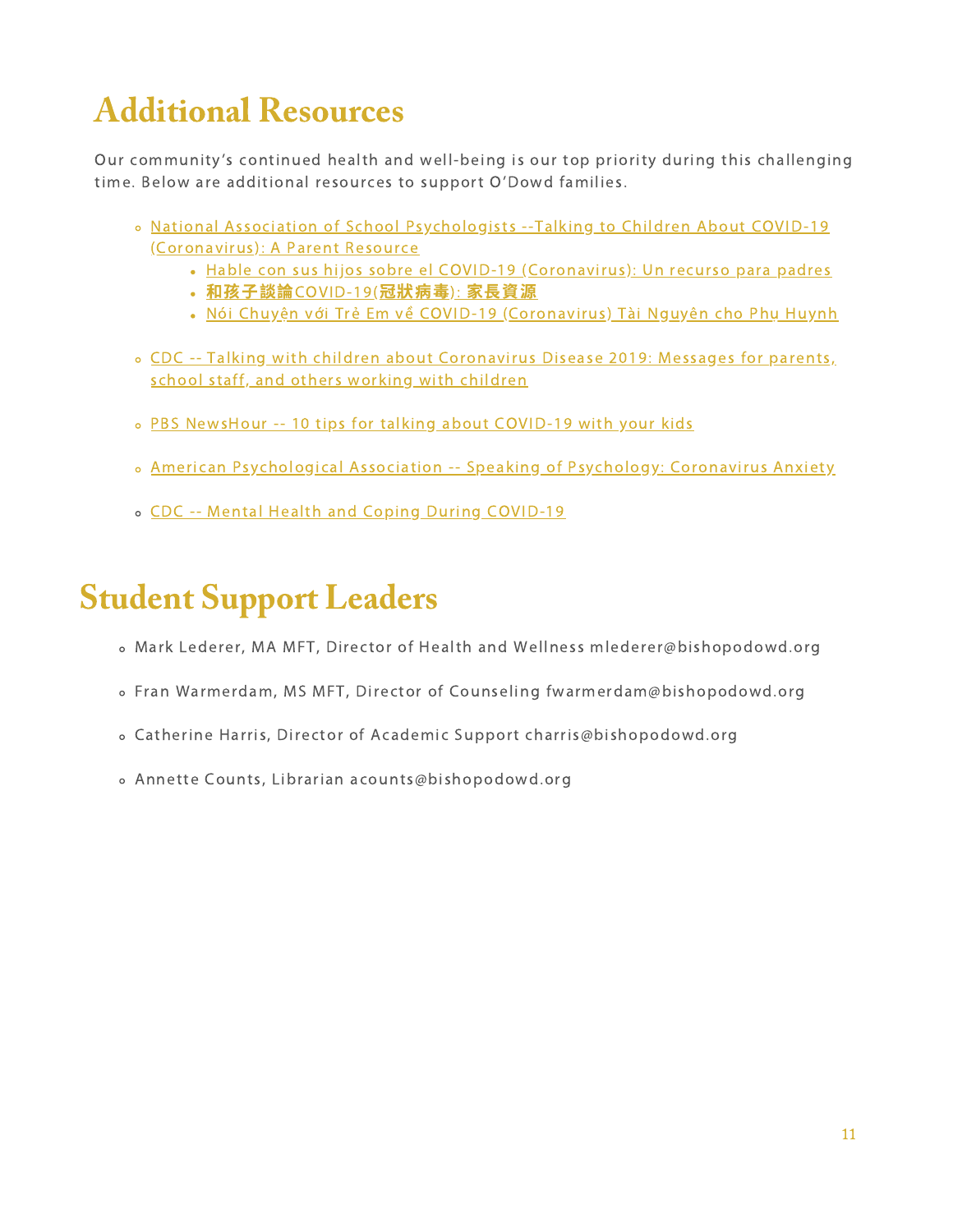# Additional Resources

Our community's continued health and well-being is our top priority during this challenging time. Below are additional resources to support O'Dowd families.

- National Association of School Psychologists --Talking to Children About COVID-19 (Coronavirus): A Parent Resource
  - Hable con sus hijos sobre el COVID-19 (Coronavirus): Un recurso para padres
  - 和孩子談論COVID-19(冠狀病毒): 家長資源
  - Nói Chuyện với Trẻ Em về COVID-19 (Coronavirus) Tài Nguyên cho Phụ Huynh
- CDC -- Talking with children about Coronavirus Disease 2019: Messages for parents, school staff, and others working with children
- PBS NewsHour -- 10 tips for talking about COVID-19 with your kids
- American Psychological Association -- Speaking of Psychology: Coronavirus Anxiety
- CDC -- Mental Health and Coping During COVID-19

# Student Support Leaders

- Mark Lederer, MA MFT, Director of Health and Wellness mlederer@bishopodowd.org
- Fran Warmerdam, MS MFT, Director of Counseling fwarmerdam@bishopodowd.org
- Catherine Harris, Director of Academic Support charris@bishopodowd.org
- Annette Counts, Librarian acounts@bishopodowd.org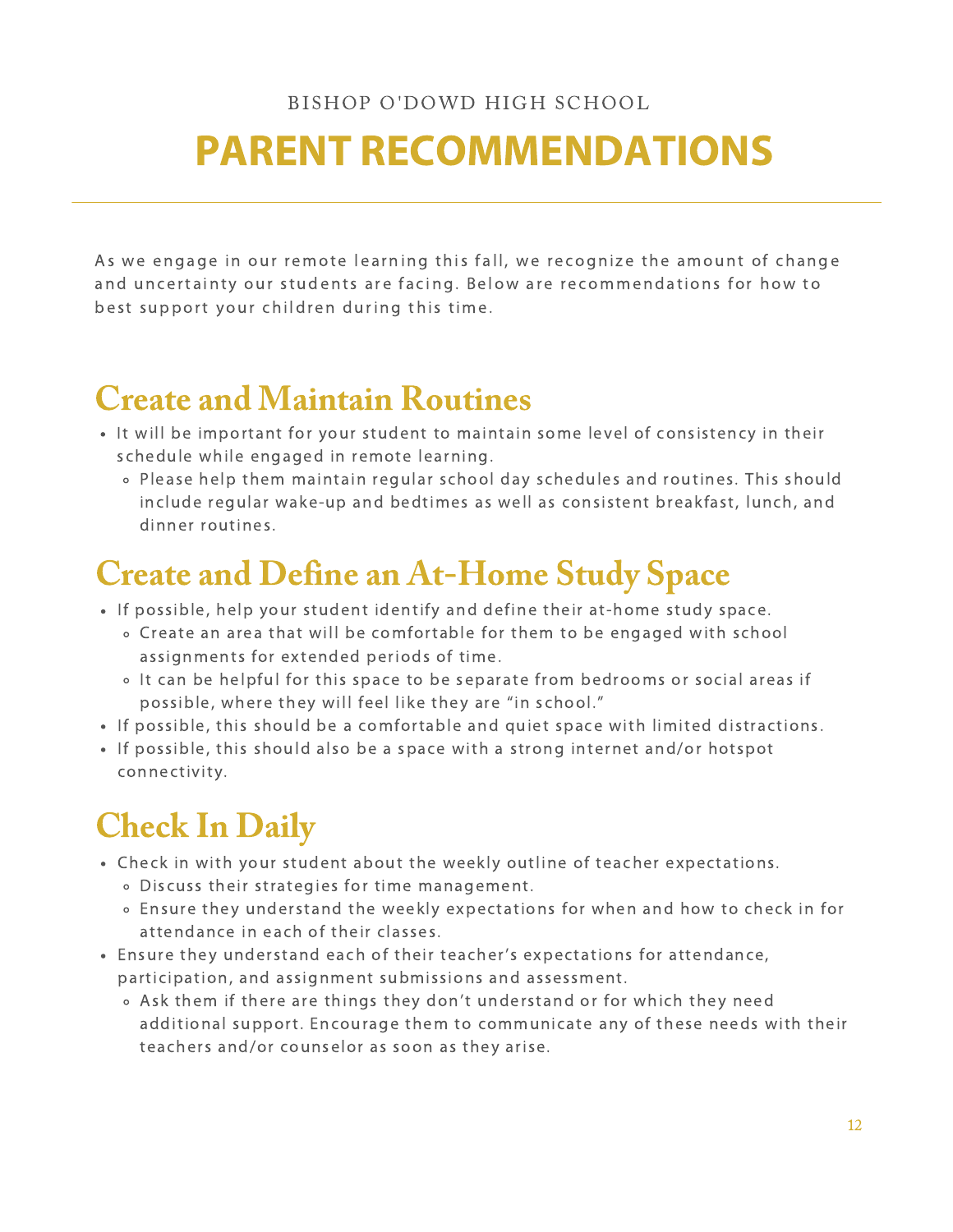BISHOP O'DOWD HIGH SCHOOL

# PARENT RECOMMENDATIONS

As we engage in our remote learning this fall, we recognize the amount of change and uncertainty our students are facing. Below are recommendations for how to best support your children during this time.

## Create and Maintain Routines

- It will be important for your student to maintain some level of consistency in their schedule while engaged in remote learning.
  - Please help them maintain regular school day schedules and routines. This should include regular wake-up and bedtimes as well as consistent breakfast, lunch, and dinner routines.

## Create and Define an At-Home Study Space

- If possible, help your student identify and define their at-home study space.
  - Create an area that will be comfortable for them to be engaged with school assignments for extended periods of time.
  - It can be helpful for this space to be separate from bedrooms or social areas if possible, where they will feel like they are "in school."
- If possible, this should be a comfortable and quiet space with limited distractions.
- If possible, this should also be a space with a strong internet and/or hotspot connectivity.

## Check In Daily

- Check in with your student about the weekly outline of teacher expectations.
  - Discuss their strategies for time management.
  - Ensure they understand the weekly expectations for when and how to check in for attendance in each of their classes.
- Ensure they understand each of their teacher's expectations for attendance, participation, and assignment submissions and assessment.
  - Ask them if there are things they don't understand or for which they need additional support. Encourage them to communicate any of these needs with their teachers and/or counselor as soon as they arise.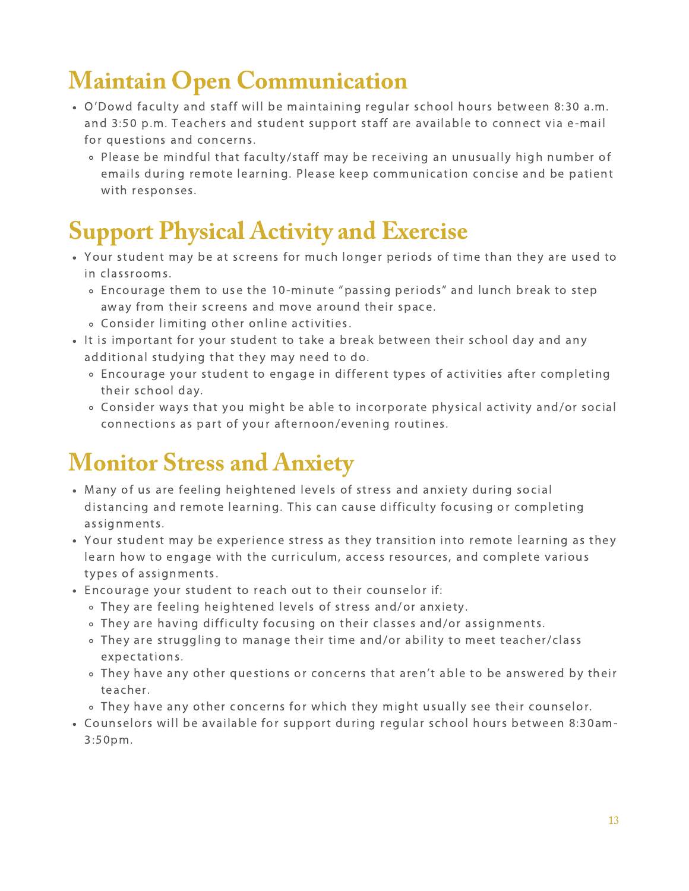# Maintain Open Communication

- O'Dowd faculty and staff will be maintaining regular school hours between 8:30 a.m. and 3:50 p.m. Teachers and student support staff are available to connect via e-mail for questions and concerns.
  - Please be mindful that faculty/staff may be receiving an unusually high number of emails during remote learning. Please keep communication concise and be patient with responses.

# Support Physical Activity and Exercise

- Your student may be at screens for much longer periods of time than they are used to in classrooms.
  - Encourage them to use the 10-minute "passing periods" and lunch break to step away from their screens and move around their space.
  - Consider limiting other online activities.
- It is important for your student to take a break between their school day and any additional studying that they may need to do.
  - Encourage your student to engage in different types of activities after completing their school day.
  - Consider ways that you might be able to incorporate physical activity and/or social connections as part of your afternoon/evening routines.

# Monitor Stress and Anxiety

- Many of us are feeling heightened levels of stress and anxiety during social distancing and remote learning. This can cause difficulty focusing or completing assignments.
- Your student may be experience stress as they transition into remote learning as they learn how to engage with the curriculum, access resources, and complete various types of assignments.
- Encourage your student to reach out to their counselor if:
  - They are feeling heightened levels of stress and/or anxiety.
  - They are having difficulty focusing on their classes and/or assignments.
  - They are struggling to manage their time and/or ability to meet teacher/class expectations.
  - They have any other questions or concerns that aren't able to be answered by their teacher.
  - They have any other concerns for which they might usually see their counselor.
- Counselors will be available for support during regular school hours between 8:30am-3:50pm.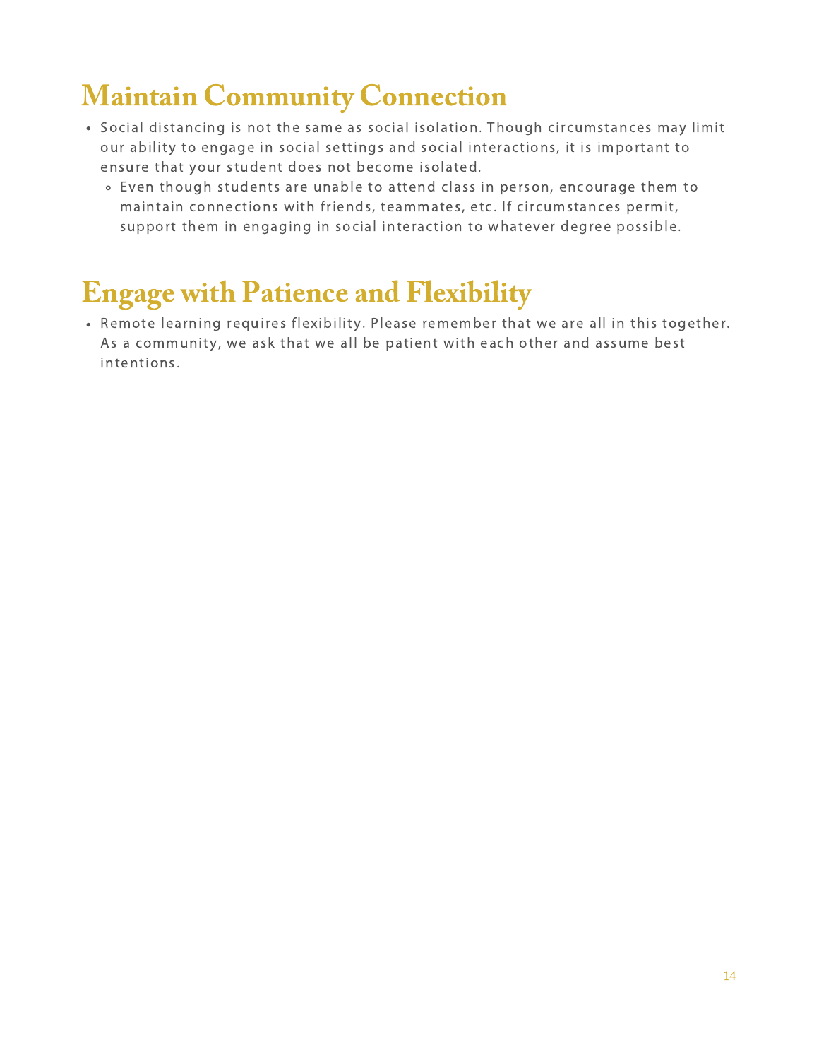# Maintain Community Connection

- Social distancing is not the same as social isolation. Though circumstances may limit our ability to engage in social settings and social interactions, it is important to ensure that your student does not become isolated.
  - Even though students are unable to attend class in person, encourage them to maintain connections with friends, teammates, etc. If circumstances permit, support them in engaging in social interaction to whatever degree possible.

# Engage with Patience and Flexibility

- Remote learning requires flexibility. Please remember that we are all in this together. As a community, we ask that we all be patient with each other and assume best intentions.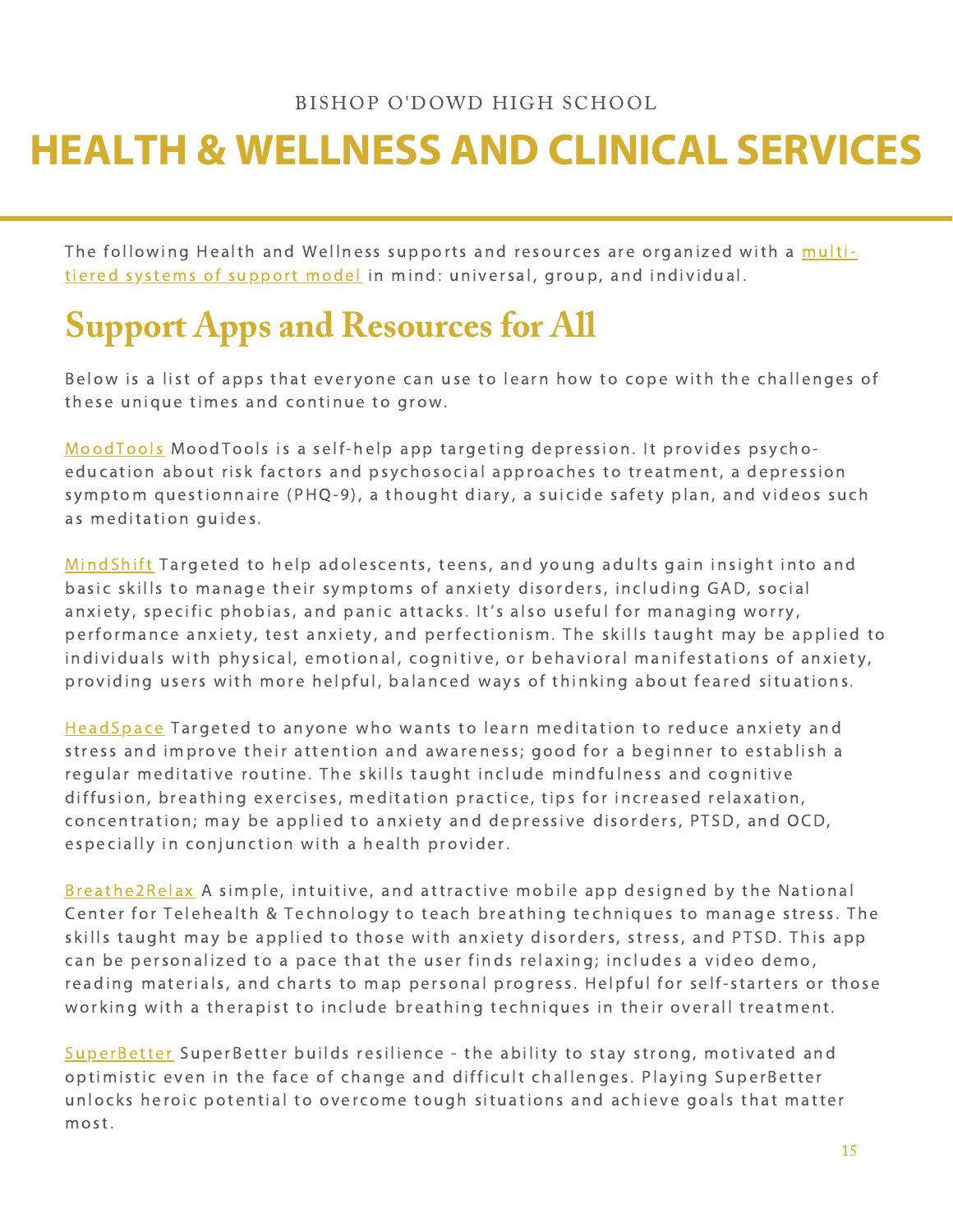BISHOP O'DOWD HIGH SCHOOL

# HEALTH & WELLNESS AND CLINICAL SERVICES

The following Health and Wellness supports and resources are organized with a multi-tiered systems of support model in mind: universal, group, and individual.

## Support Apps and Resources for All

Below is a list of apps that everyone can use to learn how to cope with the challenges of these unique times and continue to grow.

MoodTools MoodTools is a self-help app targeting depression. It provides psycho-education about risk factors and psychosocial approaches to treatment, a depression symptom questionnaire (PHQ-9), a thought diary, a suicide safety plan, and videos such as meditation guides.

MindShift Targeted to help adolescents, teens, and young adults gain insight into and basic skills to manage their symptoms of anxiety disorders, including GAD, social anxiety, specific phobias, and panic attacks. It's also useful for managing worry, performance anxiety, test anxiety, and perfectionism. The skills taught may be applied to individuals with physical, emotional, cognitive, or behavioral manifestations of anxiety, providing users with more helpful, balanced ways of thinking about feared situations.

HeadSpace Targeted to anyone who wants to learn meditation to reduce anxiety and stress and improve their attention and awareness; good for a beginner to establish a regular meditative routine. The skills taught include mindfulness and cognitive diffusion, breathing exercises, meditation practice, tips for increased relaxation, concentration; may be applied to anxiety and depressive disorders, PTSD, and OCD, especially in conjunction with a health provider.

Breathe2Relax A simple, intuitive, and attractive mobile app designed by the National Center for Telehealth & Technology to teach breathing techniques to manage stress. The skills taught may be applied to those with anxiety disorders, stress, and PTSD. This app can be personalized to a pace that the user finds relaxing; includes a video demo, reading materials, and charts to map personal progress. Helpful for self-starters or those working with a therapist to include breathing techniques in their overall treatment.

SuperBetter SuperBetter builds resilience - the ability to stay strong, motivated and optimistic even in the face of change and difficult challenges. Playing SuperBetter unlocks heroic potential to overcome tough situations and achieve goals that matter most.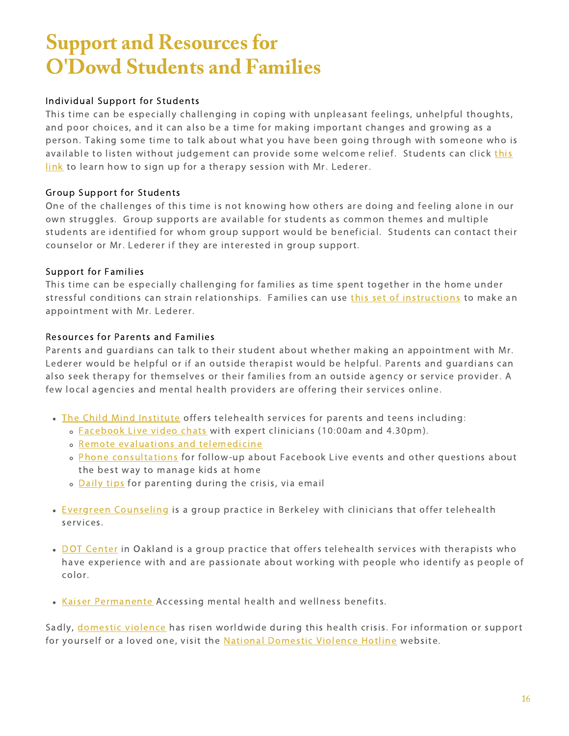# Support and Resources for O'Dowd Students and Families

### Individual Support for Students

This time can be especially challenging in coping with unpleasant feelings, unhelpful thoughts, and poor choices, and it can also be a time for making important changes and growing as a person. Taking some time to talk about what you have been going through with someone who is available to listen without judgement can provide some welcome relief. Students can click this link to learn how to sign up for a therapy session with Mr. Lederer.

### Group Support for Students

One of the challenges of this time is not knowing how others are doing and feeling alone in our own struggles. Group supports are available for students as common themes and multiple students are identified for whom group support would be beneficial. Students can contact their counselor or Mr. Lederer if they are interested in group support.

### Support for Families

This time can be especially challenging for families as time spent together in the home under stressful conditions can strain relationships. Families can use this set of instructions to make an appointment with Mr. Lederer.

### Resources for Parents and Families

Parents and guardians can talk to their student about whether making an appointment with Mr. Lederer would be helpful or if an outside therapist would be helpful. Parents and guardians can also seek therapy for themselves or their families from an outside agency or service provider. A few local agencies and mental health providers are offering their services online.

- The Child Mind Institute offers telehealth services for parents and teens including:
  - Facebook Live video chats with expert clinicians (10:00am and 4.30pm).
  - Remote evaluations and telemedicine
  - Phone consultations for follow-up about Facebook Live events and other questions about the best way to manage kids at home
  - Daily tips for parenting during the crisis, via email
- Evergreen Counseling is a group practice in Berkeley with clinicians that offer telehealth services.
- DOT Center in Oakland is a group practice that offers telehealth services with therapists who have experience with and are passionate about working with people who identify as people of color.
- Kaiser Permanente Accessing mental health and wellness benefits.

Sadly, domestic violence has risen worldwide during this health crisis. For information or support for yourself or a loved one, visit the National Domestic Violence Hotline website.